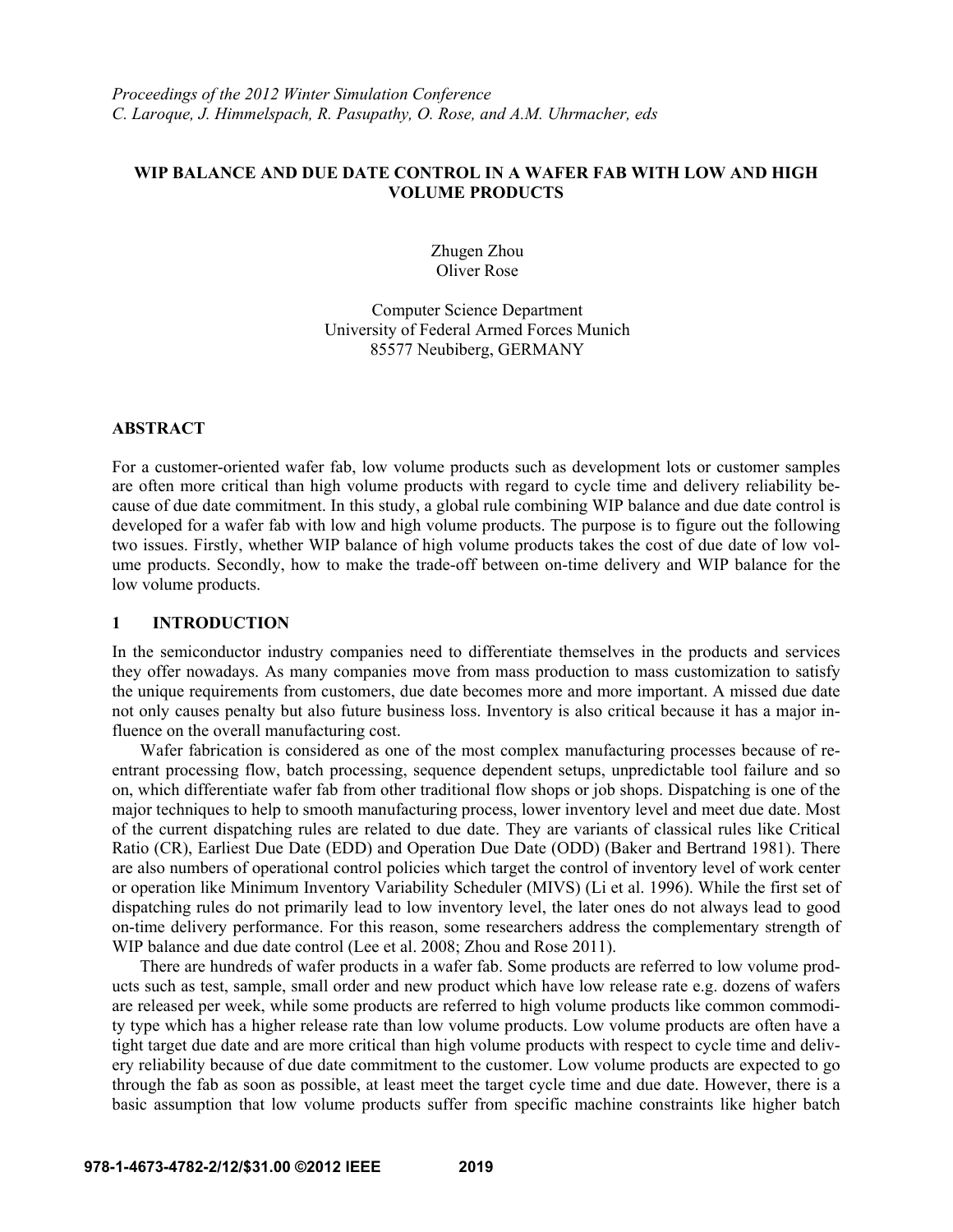*Proceedings of the 2012 Winter Simulation Conference*
*C. Laroque, J. Himmelspach, R. Pasupathy, O. Rose, and A.M. Uhrmacher, eds*

# WIP BALANCE AND DUE DATE CONTROL IN A WAFER FAB WITH LOW AND HIGH VOLUME PRODUCTS

Zhugen Zhou
Oliver Rose

Computer Science Department
University of Federal Armed Forces Munich
85577 Neubiberg, GERMANY

## ABSTRACT

For a customer-oriented wafer fab, low volume products such as development lots or customer samples are often more critical than high volume products with regard to cycle time and delivery reliability because of due date commitment. In this study, a global rule combining WIP balance and due date control is developed for a wafer fab with low and high volume products. The purpose is to figure out the following two issues. Firstly, whether WIP balance of high volume products takes the cost of due date of low volume products. Secondly, how to make the trade-off between on-time delivery and WIP balance for the low volume products.

## 1 INTRODUCTION

In the semiconductor industry companies need to differentiate themselves in the products and services they offer nowadays. As many companies move from mass production to mass customization to satisfy the unique requirements from customers, due date becomes more and more important. A missed due date not only causes penalty but also future business loss. Inventory is also critical because it has a major influence on the overall manufacturing cost.

Wafer fabrication is considered as one of the most complex manufacturing processes because of reentrant processing flow, batch processing, sequence dependent setups, unpredictable tool failure and so on, which differentiate wafer fab from other traditional flow shops or job shops. Dispatching is one of the major techniques to help to smooth manufacturing process, lower inventory level and meet due date. Most of the current dispatching rules are related to due date. They are variants of classical rules like Critical Ratio (CR), Earliest Due Date (EDD) and Operation Due Date (ODD) (Baker and Bertrand 1981). There are also numbers of operational control policies which target the control of inventory level of work center or operation like Minimum Inventory Variability Scheduler (MIVS) (Li et al. 1996). While the first set of dispatching rules do not primarily lead to low inventory level, the later ones do not always lead to good on-time delivery performance. For this reason, some researchers address the complementary strength of WIP balance and due date control (Lee et al. 2008; Zhou and Rose 2011).

There are hundreds of wafer products in a wafer fab. Some products are referred to low volume products such as test, sample, small order and new product which have low release rate e.g. dozens of wafers are released per week, while some products are referred to high volume products like common commodity type which has a higher release rate than low volume products. Low volume products are often have a tight target due date and are more critical than high volume products with respect to cycle time and delivery reliability because of due date commitment to the customer. Low volume products are expected to go through the fab as soon as possible, at least meet the target cycle time and due date. However, there is a basic assumption that low volume products suffer from specific machine constraints like higher batch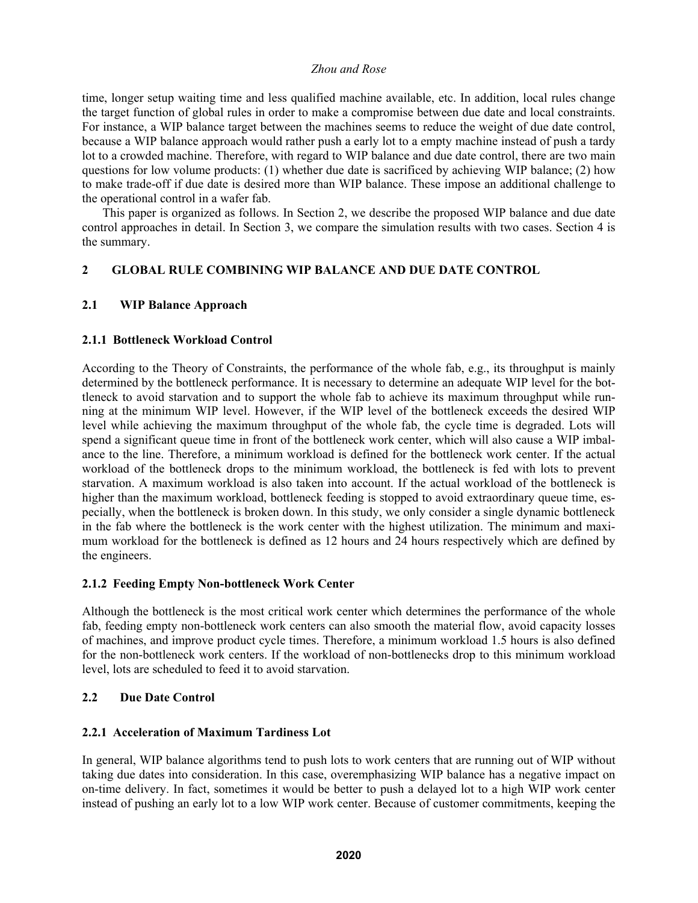time, longer setup waiting time and less qualified machine available, etc. In addition, local rules change the target function of global rules in order to make a compromise between due date and local constraints. For instance, a WIP balance target between the machines seems to reduce the weight of due date control, because a WIP balance approach would rather push a early lot to a empty machine instead of push a tardy lot to a crowded machine. Therefore, with regard to WIP balance and due date control, there are two main questions for low volume products: (1) whether due date is sacrificed by achieving WIP balance; (2) how to make trade-off if due date is desired more than WIP balance. These impose an additional challenge to the operational control in a wafer fab.

This paper is organized as follows. In Section 2, we describe the proposed WIP balance and due date control approaches in detail. In Section 3, we compare the simulation results with two cases. Section 4 is the summary.

## 2 GLOBAL RULE COMBINING WIP BALANCE AND DUE DATE CONTROL

### 2.1 WIP Balance Approach

#### 2.1.1 Bottleneck Workload Control

According to the Theory of Constraints, the performance of the whole fab, e.g., its throughput is mainly determined by the bottleneck performance. It is necessary to determine an adequate WIP level for the bottleneck to avoid starvation and to support the whole fab to achieve its maximum throughput while running at the minimum WIP level. However, if the WIP level of the bottleneck exceeds the desired WIP level while achieving the maximum throughput of the whole fab, the cycle time is degraded. Lots will spend a significant queue time in front of the bottleneck work center, which will also cause a WIP imbalance to the line. Therefore, a minimum workload is defined for the bottleneck work center. If the actual workload of the bottleneck drops to the minimum workload, the bottleneck is fed with lots to prevent starvation. A maximum workload is also taken into account. If the actual workload of the bottleneck is higher than the maximum workload, bottleneck feeding is stopped to avoid extraordinary queue time, especially, when the bottleneck is broken down. In this study, we only consider a single dynamic bottleneck in the fab where the bottleneck is the work center with the highest utilization. The minimum and maximum workload for the bottleneck is defined as 12 hours and 24 hours respectively which are defined by the engineers.

#### 2.1.2 Feeding Empty Non-bottleneck Work Center

Although the bottleneck is the most critical work center which determines the performance of the whole fab, feeding empty non-bottleneck work centers can also smooth the material flow, avoid capacity losses of machines, and improve product cycle times. Therefore, a minimum workload 1.5 hours is also defined for the non-bottleneck work centers. If the workload of non-bottlenecks drop to this minimum workload level, lots are scheduled to feed it to avoid starvation.

### 2.2 Due Date Control

#### 2.2.1 Acceleration of Maximum Tardiness Lot

In general, WIP balance algorithms tend to push lots to work centers that are running out of WIP without taking due dates into consideration. In this case, overemphasizing WIP balance has a negative impact on on-time delivery. In fact, sometimes it would be better to push a delayed lot to a high WIP work center instead of pushing an early lot to a low WIP work center. Because of customer commitments, keeping the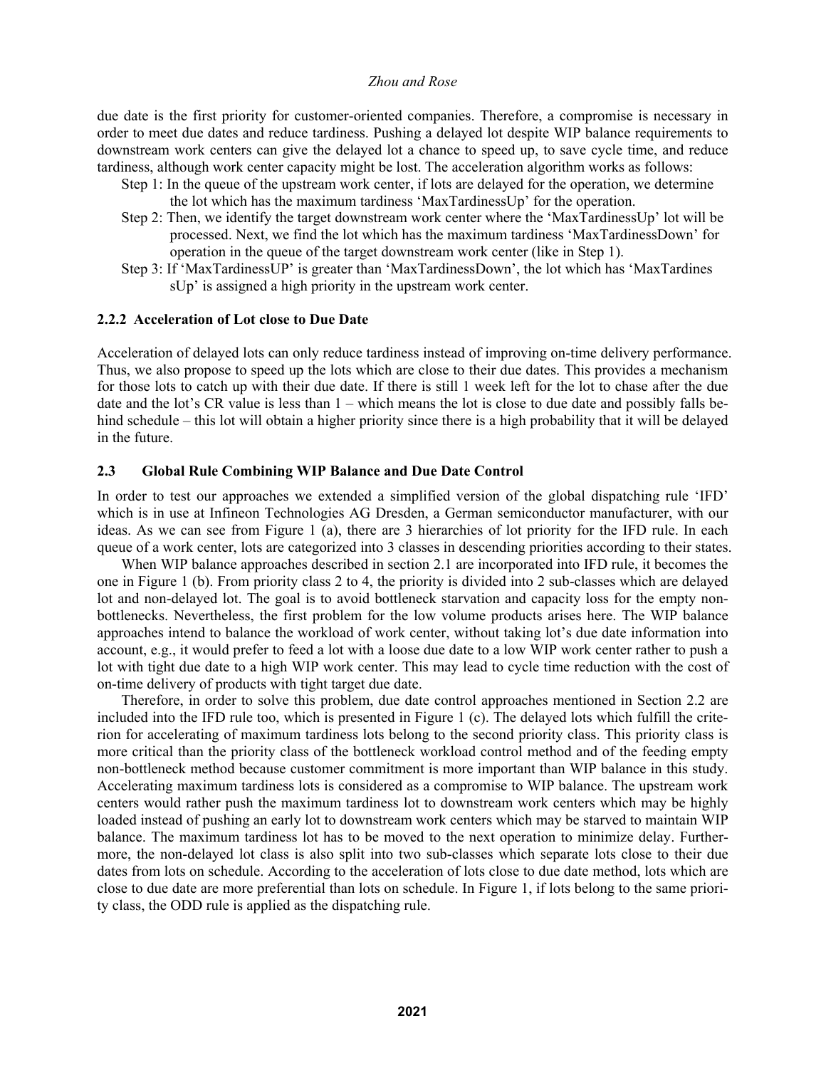due date is the first priority for customer-oriented companies. Therefore, a compromise is necessary in order to meet due dates and reduce tardiness. Pushing a delayed lot despite WIP balance requirements to downstream work centers can give the delayed lot a chance to speed up, to save cycle time, and reduce tardiness, although work center capacity might be lost. The acceleration algorithm works as follows:

- Step 1: In the queue of the upstream work center, if lots are delayed for the operation, we determine the lot which has the maximum tardiness 'MaxTardinessUp' for the operation.
- Step 2: Then, we identify the target downstream work center where the 'MaxTardinessUp' lot will be processed. Next, we find the lot which has the maximum tardiness 'MaxTardinessDown' for operation in the queue of the target downstream work center (like in Step 1).
- Step 3: If 'MaxTardinessUP' is greater than 'MaxTardinessDown', the lot which has 'MaxTardinessUp' is assigned a high priority in the upstream work center.

#### 2.2.2 Acceleration of Lot close to Due Date

Acceleration of delayed lots can only reduce tardiness instead of improving on-time delivery performance. Thus, we also propose to speed up the lots which are close to their due dates. This provides a mechanism for those lots to catch up with their due date. If there is still 1 week left for the lot to chase after the due date and the lot's CR value is less than 1 – which means the lot is close to due date and possibly falls behind schedule – this lot will obtain a higher priority since there is a high probability that it will be delayed in the future.

### 2.3 Global Rule Combining WIP Balance and Due Date Control

In order to test our approaches we extended a simplified version of the global dispatching rule 'IFD' which is in use at Infineon Technologies AG Dresden, a German semiconductor manufacturer, with our ideas. As we can see from Figure 1 (a), there are 3 hierarchies of lot priority for the IFD rule. In each queue of a work center, lots are categorized into 3 classes in descending priorities according to their states.

When WIP balance approaches described in section 2.1 are incorporated into IFD rule, it becomes the one in Figure 1 (b). From priority class 2 to 4, the priority is divided into 2 sub-classes which are delayed lot and non-delayed lot. The goal is to avoid bottleneck starvation and capacity loss for the empty non-bottlenecks. Nevertheless, the first problem for the low volume products arises here. The WIP balance approaches intend to balance the workload of work center, without taking lot's due date information into account, e.g., it would prefer to feed a lot with a loose due date to a low WIP work center rather to push a lot with tight due date to a high WIP work center. This may lead to cycle time reduction with the cost of on-time delivery of products with tight target due date.

Therefore, in order to solve this problem, due date control approaches mentioned in Section 2.2 are included into the IFD rule too, which is presented in Figure 1 (c). The delayed lots which fulfill the criterion for accelerating of maximum tardiness lots belong to the second priority class. This priority class is more critical than the priority class of the bottleneck workload control method and of the feeding empty non-bottleneck method because customer commitment is more important than WIP balance in this study. Accelerating maximum tardiness lots is considered as a compromise to WIP balance. The upstream work centers would rather push the maximum tardiness lot to downstream work centers which may be highly loaded instead of pushing an early lot to downstream work centers which may be starved to maintain WIP balance. The maximum tardiness lot has to be moved to the next operation to minimize delay. Furthermore, the non-delayed lot class is also split into two sub-classes which separate lots close to their due dates from lots on schedule. According to the acceleration of lots close to due date method, lots which are close to due date are more preferential than lots on schedule. In Figure 1, if lots belong to the same priority class, the ODD rule is applied as the dispatching rule.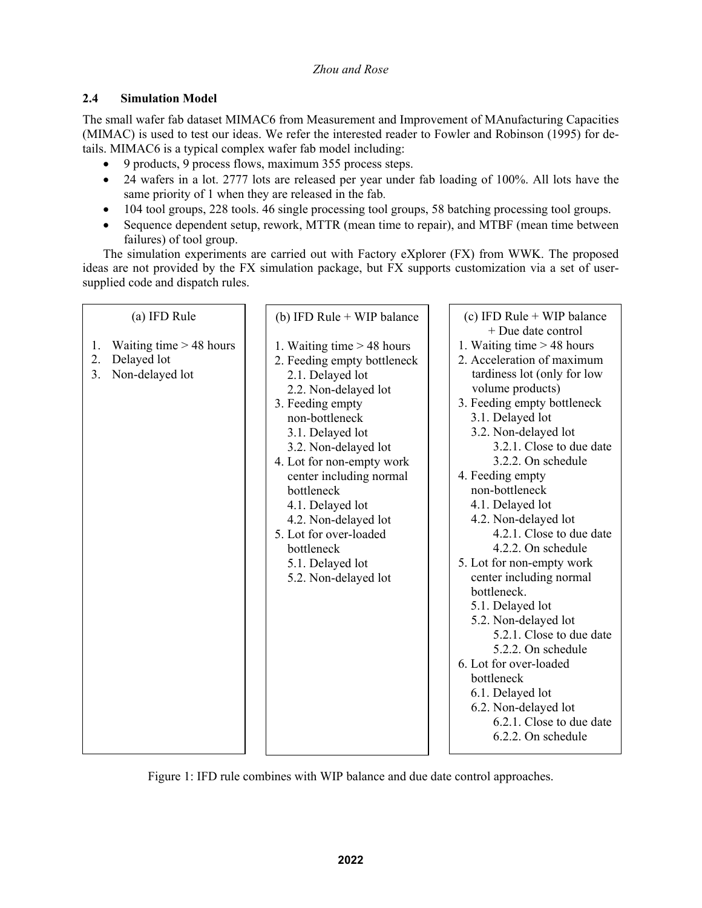### 2.4 Simulation Model

The small wafer fab dataset MIMAC6 from Measurement and Improvement of MAnufacturing Capacities (MIMAC) is used to test our ideas. We refer the interested reader to Fowler and Robinson (1995) for details. MIMAC6 is a typical complex wafer fab model including:

- 9 products, 9 process flows, maximum 355 process steps.
- 24 wafers in a lot. 2777 lots are released per year under fab loading of 100%. All lots have the same priority of 1 when they are released in the fab.
- 104 tool groups, 228 tools. 46 single processing tool groups, 58 batching processing tool groups.
- Sequence dependent setup, rework, MTTR (mean time to repair), and MTBF (mean time between failures) of tool group.

The simulation experiments are carried out with Factory eXplorer (FX) from WWK. The proposed ideas are not provided by the FX simulation package, but FX supports customization via a set of user-supplied code and dispatch rules.

**(a) IFD Rule**

1. Waiting time > 48 hours
2. Delayed lot
3. Non-delayed lot

**(b) IFD Rule + WIP balance**

1. Waiting time > 48 hours
2. Feeding empty bottleneck
   - 2.1. Delayed lot
   - 2.2. Non-delayed lot
3. Feeding empty non-bottleneck
   - 3.1. Delayed lot
   - 3.2. Non-delayed lot
4. Lot for non-empty work center including normal bottleneck
   - 4.1. Delayed lot
   - 4.2. Non-delayed lot
5. Lot for over-loaded bottleneck
   - 5.1. Delayed lot
   - 5.2. Non-delayed lot

**(c) IFD Rule + WIP balance + Due date control**

1. Waiting time > 48 hours
2. Acceleration of maximum tardiness lot (only for low volume products)
3. Feeding empty bottleneck
   - 3.1. Delayed lot
   - 3.2. Non-delayed lot
     - 3.2.1. Close to due date
     - 3.2.2. On schedule
4. Feeding empty non-bottleneck
   - 4.1. Delayed lot
   - 4.2. Non-delayed lot
     - 4.2.1. Close to due date
     - 4.2.2. On schedule
5. Lot for non-empty work center including normal bottleneck.
   - 5.1. Delayed lot
   - 5.2. Non-delayed lot
     - 5.2.1. Close to due date
     - 5.2.2. On schedule
6. Lot for over-loaded bottleneck
   - 6.1. Delayed lot
   - 6.2. Non-delayed lot
     - 6.2.1. Close to due date
     - 6.2.2. On schedule

Figure 1: IFD rule combines with WIP balance and due date control approaches.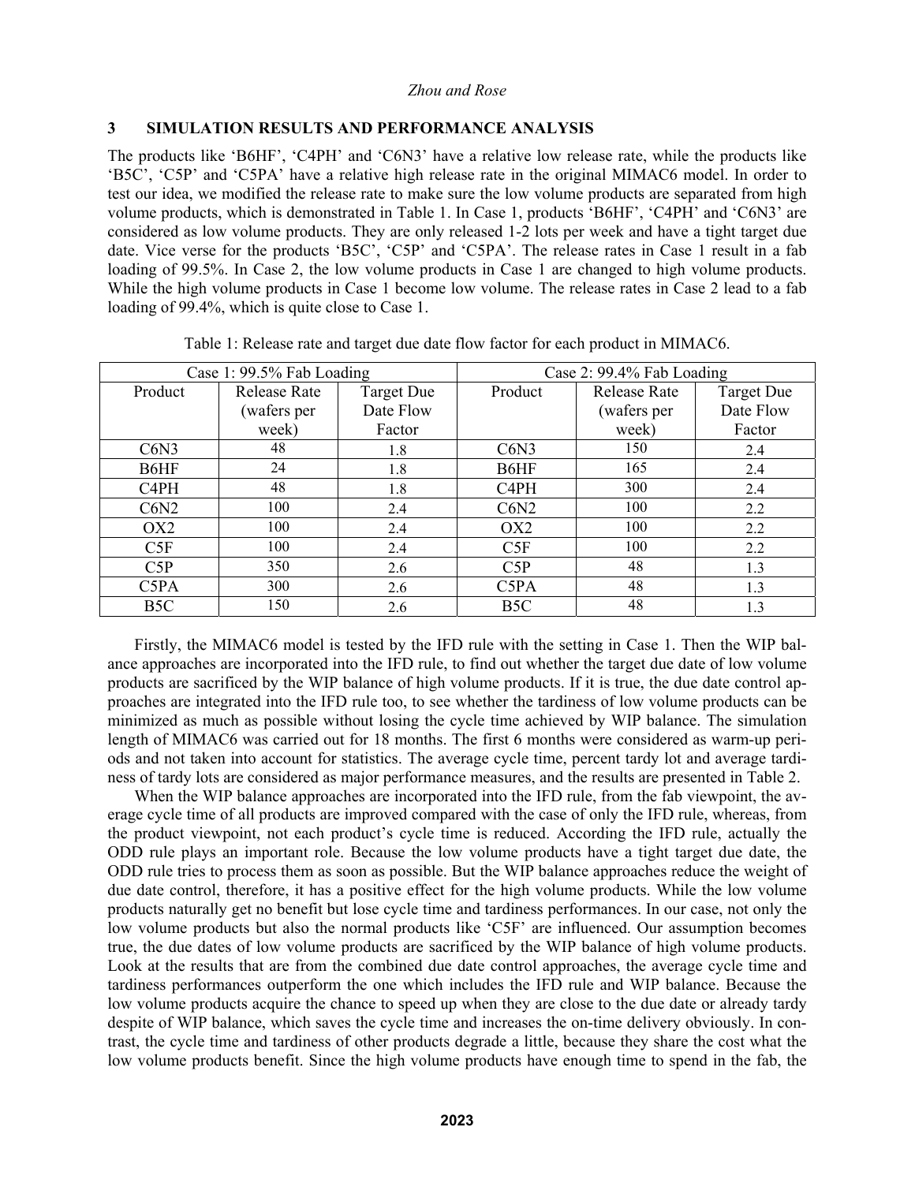## 3 SIMULATION RESULTS AND PERFORMANCE ANALYSIS

The products like 'B6HF', 'C4PH' and 'C6N3' have a relative low release rate, while the products like 'B5C', 'C5P' and 'C5PA' have a relative high release rate in the original MIMAC6 model. In order to test our idea, we modified the release rate to make sure the low volume products are separated from high volume products, which is demonstrated in Table 1. In Case 1, products 'B6HF', 'C4PH' and 'C6N3' are considered as low volume products. They are only released 1-2 lots per week and have a tight target due date. Vice verse for the products 'B5C', 'C5P' and 'C5PA'. The release rates in Case 1 result in a fab loading of 99.5%. In Case 2, the low volume products in Case 1 are changed to high volume products. While the high volume products in Case 1 become low volume. The release rates in Case 2 lead to a fab loading of 99.4%, which is quite close to Case 1.

Table 1: Release rate and target due date flow factor for each product in MIMAC6.

| Case 1: 99.5% Fab Loading | | | Case 2: 99.4% Fab Loading | | |
|---|---|---|---|---|---|
| Product | Release Rate (wafers per week) | Target Due Date Flow Factor | Product | Release Rate (wafers per week) | Target Due Date Flow Factor |
| C6N3 | 48 | 1.8 | C6N3 | 150 | 2.4 |
| B6HF | 24 | 1.8 | B6HF | 165 | 2.4 |
| C4PH | 48 | 1.8 | C4PH | 300 | 2.4 |
| C6N2 | 100 | 2.4 | C6N2 | 100 | 2.2 |
| OX2 | 100 | 2.4 | OX2 | 100 | 2.2 |
| C5F | 100 | 2.4 | C5F | 100 | 2.2 |
| C5P | 350 | 2.6 | C5P | 48 | 1.3 |
| C5PA | 300 | 2.6 | C5PA | 48 | 1.3 |
| B5C | 150 | 2.6 | B5C | 48 | 1.3 |

Firstly, the MIMAC6 model is tested by the IFD rule with the setting in Case 1. Then the WIP balance approaches are incorporated into the IFD rule, to find out whether the target due date of low volume products are sacrificed by the WIP balance of high volume products. If it is true, the due date control approaches are integrated into the IFD rule too, to see whether the tardiness of low volume products can be minimized as much as possible without losing the cycle time achieved by WIP balance. The simulation length of MIMAC6 was carried out for 18 months. The first 6 months were considered as warm-up periods and not taken into account for statistics. The average cycle time, percent tardy lot and average tardiness of tardy lots are considered as major performance measures, and the results are presented in Table 2.

When the WIP balance approaches are incorporated into the IFD rule, from the fab viewpoint, the average cycle time of all products are improved compared with the case of only the IFD rule, whereas, from the product viewpoint, not each product's cycle time is reduced. According the IFD rule, actually the ODD rule plays an important role. Because the low volume products have a tight target due date, the ODD rule tries to process them as soon as possible. But the WIP balance approaches reduce the weight of due date control, therefore, it has a positive effect for the high volume products. While the low volume products naturally get no benefit but lose cycle time and tardiness performances. In our case, not only the low volume products but also the normal products like 'C5F' are influenced. Our assumption becomes true, the due dates of low volume products are sacrificed by the WIP balance of high volume products. Look at the results that are from the combined due date control approaches, the average cycle time and tardiness performances outperform the one which includes the IFD rule and WIP balance. Because the low volume products acquire the chance to speed up when they are close to the due date or already tardy despite of WIP balance, which saves the cycle time and increases the on-time delivery obviously. In contrast, the cycle time and tardiness of other products degrade a little, because they share the cost what the low volume products benefit. Since the high volume products have enough time to spend in the fab, the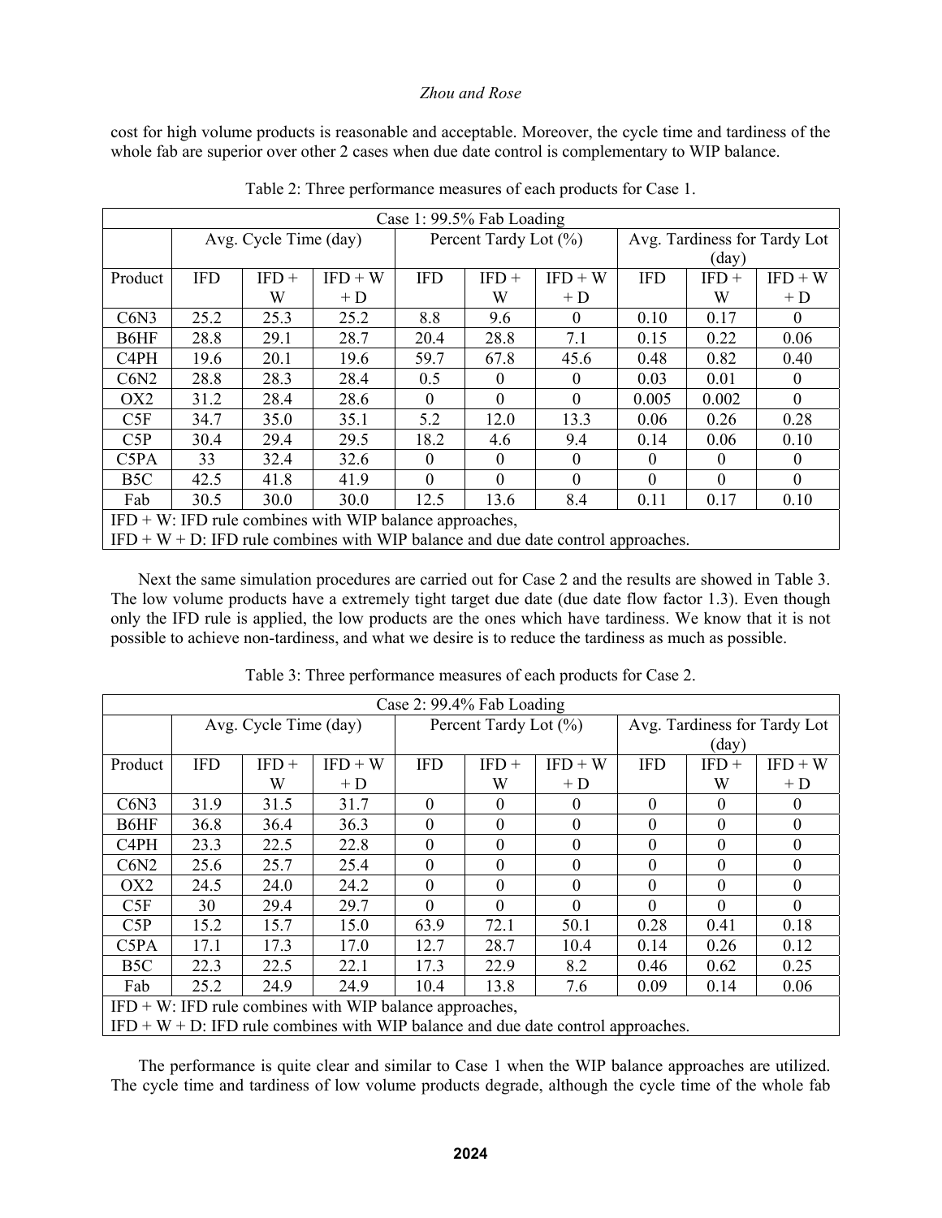cost for high volume products is reasonable and acceptable. Moreover, the cycle time and tardiness of the whole fab are superior over other 2 cases when due date control is complementary to WIP balance.

Table 2: Three performance measures of each products for Case 1.

| Case 1: 99.5% Fab Loading | | | | | | | | | |
|---|---|---|---|---|---|---|---|---|---|
| | Avg. Cycle Time (day) | | | Percent Tardy Lot (%) | | | Avg. Tardiness for Tardy Lot (day) | | |
| Product | IFD | IFD + W | IFD + W + D | IFD | IFD + W | IFD + W + D | IFD | IFD + W | IFD + W + D |
| C6N3 | 25.2 | 25.3 | 25.2 | 8.8 | 9.6 | 0 | 0.10 | 0.17 | 0 |
| B6HF | 28.8 | 29.1 | 28.7 | 20.4 | 28.8 | 7.1 | 0.15 | 0.22 | 0.06 |
| C4PH | 19.6 | 20.1 | 19.6 | 59.7 | 67.8 | 45.6 | 0.48 | 0.82 | 0.40 |
| C6N2 | 28.8 | 28.3 | 28.4 | 0.5 | 0 | 0 | 0.03 | 0.01 | 0 |
| OX2 | 31.2 | 28.4 | 28.6 | 0 | 0 | 0 | 0.005 | 0.002 | 0 |
| C5F | 34.7 | 35.0 | 35.1 | 5.2 | 12.0 | 13.3 | 0.06 | 0.26 | 0.28 |
| C5P | 30.4 | 29.4 | 29.5 | 18.2 | 4.6 | 9.4 | 0.14 | 0.06 | 0.10 |
| C5PA | 33 | 32.4 | 32.6 | 0 | 0 | 0 | 0 | 0 | 0 |
| B5C | 42.5 | 41.8 | 41.9 | 0 | 0 | 0 | 0 | 0 | 0 |
| Fab | 30.5 | 30.0 | 30.0 | 12.5 | 13.6 | 8.4 | 0.11 | 0.17 | 0.10 |

IFD + W: IFD rule combines with WIP balance approaches,
IFD + W + D: IFD rule combines with WIP balance and due date control approaches.

Next the same simulation procedures are carried out for Case 2 and the results are showed in Table 3. The low volume products have a extremely tight target due date (due date flow factor 1.3). Even though only the IFD rule is applied, the low products are the ones which have tardiness. We know that it is not possible to achieve non-tardiness, and what we desire is to reduce the tardiness as much as possible.

Table 3: Three performance measures of each products for Case 2.

| Case 2: 99.4% Fab Loading | | | | | | | | | |
|---|---|---|---|---|---|---|---|---|---|
| | Avg. Cycle Time (day) | | | Percent Tardy Lot (%) | | | Avg. Tardiness for Tardy Lot (day) | | |
| Product | IFD | IFD + W | IFD + W + D | IFD | IFD + W | IFD + W + D | IFD | IFD + W | IFD + W + D |
| C6N3 | 31.9 | 31.5 | 31.7 | 0 | 0 | 0 | 0 | 0 | 0 |
| B6HF | 36.8 | 36.4 | 36.3 | 0 | 0 | 0 | 0 | 0 | 0 |
| C4PH | 23.3 | 22.5 | 22.8 | 0 | 0 | 0 | 0 | 0 | 0 |
| C6N2 | 25.6 | 25.7 | 25.4 | 0 | 0 | 0 | 0 | 0 | 0 |
| OX2 | 24.5 | 24.0 | 24.2 | 0 | 0 | 0 | 0 | 0 | 0 |
| C5F | 30 | 29.4 | 29.7 | 0 | 0 | 0 | 0 | 0 | 0 |
| C5P | 15.2 | 15.7 | 15.0 | 63.9 | 72.1 | 50.1 | 0.28 | 0.41 | 0.18 |
| C5PA | 17.1 | 17.3 | 17.0 | 12.7 | 28.7 | 10.4 | 0.14 | 0.26 | 0.12 |
| B5C | 22.3 | 22.5 | 22.1 | 17.3 | 22.9 | 8.2 | 0.46 | 0.62 | 0.25 |
| Fab | 25.2 | 24.9 | 24.9 | 10.4 | 13.8 | 7.6 | 0.09 | 0.14 | 0.06 |

IFD + W: IFD rule combines with WIP balance approaches,
IFD + W + D: IFD rule combines with WIP balance and due date control approaches.

The performance is quite clear and similar to Case 1 when the WIP balance approaches are utilized. The cycle time and tardiness of low volume products degrade, although the cycle time of the whole fab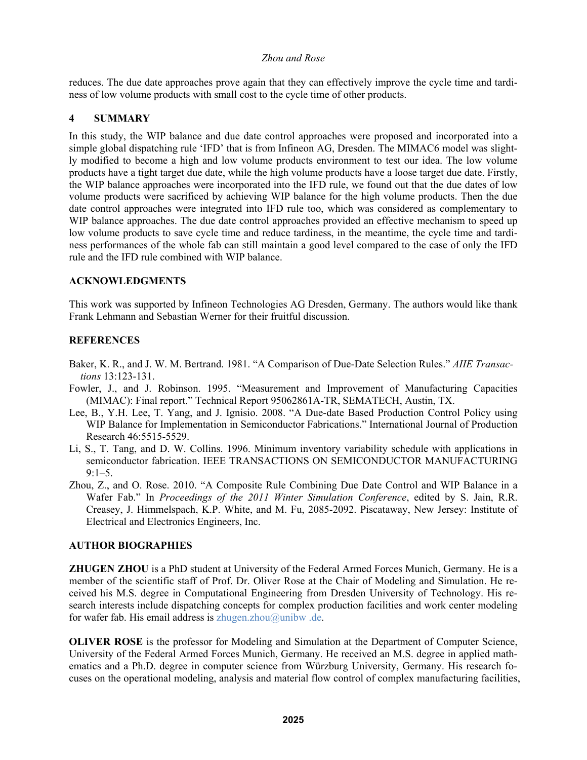reduces. The due date approaches prove again that they can effectively improve the cycle time and tardiness of low volume products with small cost to the cycle time of other products.

## 4 SUMMARY

In this study, the WIP balance and due date control approaches were proposed and incorporated into a simple global dispatching rule 'IFD' that is from Infineon AG, Dresden. The MIMAC6 model was slightly modified to become a high and low volume products environment to test our idea. The low volume products have a tight target due date, while the high volume products have a loose target due date. Firstly, the WIP balance approaches were incorporated into the IFD rule, we found out that the due dates of low volume products were sacrificed by achieving WIP balance for the high volume products. Then the due date control approaches were integrated into IFD rule too, which was considered as complementary to WIP balance approaches. The due date control approaches provided an effective mechanism to speed up low volume products to save cycle time and reduce tardiness, in the meantime, the cycle time and tardiness performances of the whole fab can still maintain a good level compared to the case of only the IFD rule and the IFD rule combined with WIP balance.

## ACKNOWLEDGMENTS

This work was supported by Infineon Technologies AG Dresden, Germany. The authors would like thank Frank Lehmann and Sebastian Werner for their fruitful discussion.

## REFERENCES

Baker, K. R., and J. W. M. Bertrand. 1981. "A Comparison of Due-Date Selection Rules." *AIIE Transactions* 13:123-131.

Fowler, J., and J. Robinson. 1995. "Measurement and Improvement of Manufacturing Capacities (MIMAC): Final report." Technical Report 95062861A-TR, SEMATECH, Austin, TX.

Lee, B., Y.H. Lee, T. Yang, and J. Ignisio. 2008. "A Due-date Based Production Control Policy using WIP Balance for Implementation in Semiconductor Fabrications." International Journal of Production Research 46:5515-5529.

Li, S., T. Tang, and D. W. Collins. 1996. Minimum inventory variability schedule with applications in semiconductor fabrication. IEEE TRANSACTIONS ON SEMICONDUCTOR MANUFACTURING 9:1–5.

Zhou, Z., and O. Rose. 2010. "A Composite Rule Combining Due Date Control and WIP Balance in a Wafer Fab." In *Proceedings of the 2011 Winter Simulation Conference*, edited by S. Jain, R.R. Creasey, J. Himmelspach, K.P. White, and M. Fu, 2085-2092. Piscataway, New Jersey: Institute of Electrical and Electronics Engineers, Inc.

## AUTHOR BIOGRAPHIES

**ZHUGEN ZHOU** is a PhD student at University of the Federal Armed Forces Munich, Germany. He is a member of the scientific staff of Prof. Dr. Oliver Rose at the Chair of Modeling and Simulation. He received his M.S. degree in Computational Engineering from Dresden University of Technology. His research interests include dispatching concepts for complex production facilities and work center modeling for wafer fab. His email address is zhugen.zhou@unibw .de.

**OLIVER ROSE** is the professor for Modeling and Simulation at the Department of Computer Science, University of the Federal Armed Forces Munich, Germany. He received an M.S. degree in applied mathematics and a Ph.D. degree in computer science from Würzburg University, Germany. His research focuses on the operational modeling, analysis and material flow control of complex manufacturing facilities,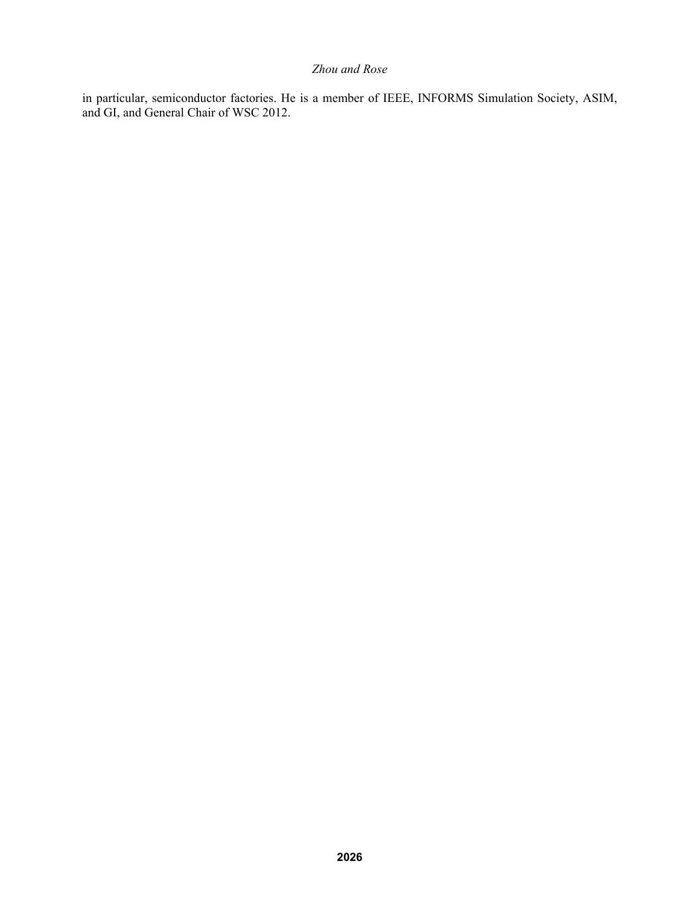in particular, semiconductor factories. He is a member of IEEE, INFORMS Simulation Society, ASIM, and GI, and General Chair of WSC 2012.